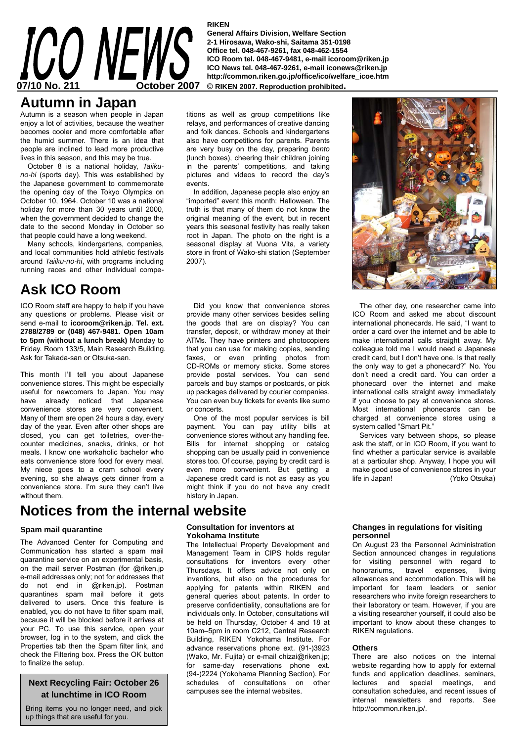# ICO NEWS

**07/10 No. 211** **October 2007**

**RIKEN**
**General Affairs Division, Welfare Section**
**2-1 Hirosawa, Wako-shi, Saitama 351-0198**
**Office tel. 048-467-9261, fax 048-462-1554**
**ICO Room tel. 048-467-9481, e-mail icoroom@riken.jp**
**ICO News tel. 048-467-9261, e-mail iconews@riken.jp**
**http://common.riken.go.jp/office/ico/welfare_icoe.htm**
**© RIKEN 2007. Reproduction prohibited.**

## Autumn in Japan

Autumn is a season when people in Japan enjoy a lot of activities, because the weather becomes cooler and more comfortable after the humid summer. There is an idea that people are inclined to lead more productive lives in this season, and this may be true.

October 8 is a national holiday, *Taiiku-no-hi* (sports day). This was established by the Japanese government to commemorate the opening day of the Tokyo Olympics on October 10, 1964. October 10 was a national holiday for more than 30 years until 2000, when the government decided to change the date to the second Monday in October so that people could have a long weekend.

Many schools, kindergartens, companies, and local communities hold athletic festivals around *Taiiku-no-hi*, with programs including running races and other individual competitions as well as group competitions like relays, and performances of creative dancing and folk dances. Schools and kindergartens also have competitions for parents. Parents are very busy on the day, preparing *bento* (lunch boxes), cheering their children joining in the parents' competitions, and taking pictures and videos to record the day's events.

In addition, Japanese people also enjoy an "imported" event this month: Halloween. The truth is that many of them do not know the original meaning of the event, but in recent years this seasonal festivity has really taken root in Japan. The photo on the right is a seasonal display at Vuona Vita, a variety store in front of Wako-shi station (September 2007).

## Ask ICO Room

ICO Room staff are happy to help if you have any questions or problems. Please visit or send e-mail to **icoroom@riken.jp**. **Tel. ext. 2788/2789 or (048) 467-9481. Open 10am to 5pm (without a lunch break)** Monday to Friday. Room 133/5, Main Research Building. Ask for Takada-san or Otsuka-san.

This month I'll tell you about Japanese convenience stores. This might be especially useful for newcomers to Japan. You may have already noticed that Japanese convenience stores are very convenient. Many of them are open 24 hours a day, every day of the year. Even after other shops are closed, you can get toiletries, over-the-counter medicines, snacks, drinks, or hot meals. I know one workaholic bachelor who eats convenience store food for every meal. My niece goes to a cram school every evening, so she always gets dinner from a convenience store. I'm sure they can't live without them.

Did you know that convenience stores provide many other services besides selling the goods that are on display? You can transfer, deposit, or withdraw money at their ATMs. They have printers and photocopiers that you can use for making copies, sending faxes, or even printing photos from CD-ROMs or memory sticks. Some stores provide postal services. You can send parcels and buy stamps or postcards, or pick up packages delivered by courier companies. You can even buy tickets for events like sumo or concerts.

One of the most popular services is bill payment. You can pay utility bills at convenience stores without any handling fee. Bills for internet shopping or catalog shopping can be usually paid in convenience stores too. Of course, paying by credit card is even more convenient. But getting a Japanese credit card is not as easy as you might think if you do not have any credit history in Japan.

The other day, one researcher came into ICO Room and asked me about discount international phonecards. He said, "I want to order a card over the internet and be able to make international calls straight away. My colleague told me I would need a Japanese credit card, but I don't have one. Is that really the only way to get a phonecard?" No. You don't need a credit card. You can order a phonecard over the internet and make international calls straight away immediately if you choose to pay at convenience stores. Most international phonecards can be charged at convenience stores using a system called "Smart Pit."

Services vary between shops, so please ask the staff, or in ICO Room, if you want to find whether a particular service is available at a particular shop. Anyway, I hope you will make good use of convenience stores in your life in Japan! (Yoko Otsuka)

## Notices from the internal website

### Spam mail quarantine

The Advanced Center for Computing and Communication has started a spam mail quarantine service on an experimental basis, on the mail server Postman (for @riken.jp e-mail addresses only; not for addresses that do not end in @riken.jp). Postman quarantines spam mail before it gets delivered to users. Once this feature is enabled, you do not have to filter spam mail, because it will be blocked before it arrives at your PC. To use this service, open your browser, log in to the system, and click the Properties tab then the Spam filter link, and check the Filtering box. Press the OK button to finalize the setup.

### Next Recycling Fair: October 26 at lunchtime in ICO Room

Bring items you no longer need, and pick up things that are useful for you.

### Consultation for inventors at Yokohama Institute

The Intellectual Property Development and Management Team in CIPS holds regular consultations for inventors every other Thursdays. It offers advice not only on inventions, but also on the procedures for applying for patents within RIKEN and general queries about patents. In order to preserve confidentiality, consultations are for individuals only. In October, consultations will be held on Thursday, October 4 and 18 at 10am–5pm in room C212, Central Research Building, RIKEN Yokohama Institute. For advance reservations phone ext. (91-)3923 (Wako, Mr. Fujita) or e-mail chizai@riken.jp; for same-day reservations phone ext. (94-)2224 (Yokohama Planning Section). For schedules of consultations on other campuses see the internal websites.

### Changes in regulations for visiting personnel

On August 23 the Personnel Administration Section announced changes in regulations for visiting personnel with regard to honorariums, travel expenses, living allowances and accommodation. This will be important for team leaders or senior researchers who invite foreign researchers to their laboratory or team. However, if you are a visiting researcher yourself, it could also be important to know about these changes to RIKEN regulations.

### Others

There are also notices on the internal website regarding how to apply for external funds and application deadlines, seminars, lectures and special meetings, and consultation schedules, and recent issues of internal newsletters and reports. See http://common.riken.jp/.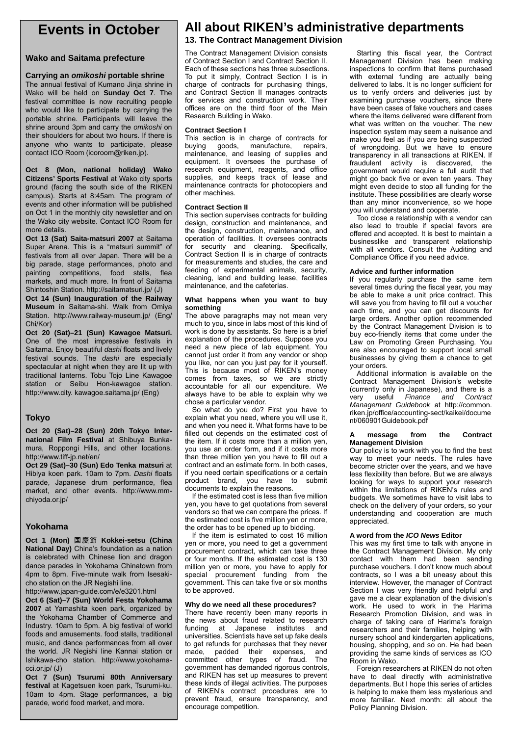# Events in October

## Wako and Saitama prefecture

### Carrying an *omikoshi* portable shrine

The annual festival of Kumano Jinja shrine in Wako will be held on **Sunday Oct 7**. The festival committee is now recruiting people who would like to participate by carrying the portable shrine. Participants will leave the shrine around 3pm and carry the *omikoshi* on their shoulders for about two hours. If there is anyone who wants to participate, please contact ICO Room (icoroom@riken.jp).

**Oct 8 (Mon, national holiday) Wako Citizens' Sports Festival** at Wako city sports ground (facing the south side of the RIKEN campus). Starts at 8:45am. The program of events and other information will be published on Oct 1 in the monthly city newsletter and on the Wako city website. Contact ICO Room for more details.

**Oct 13 (Sat) Saita-matsuri 2007** at Saitama Super Arena. This is a "matsuri summit" of festivals from all over Japan. There will be a big parade, stage performances, photo and painting competitions, food stalls, flea markets, and much more. In front of Saitama Shintoshin Station. http://saitamatsuri.jp/ (J)

**Oct 14 (Sun) Inauguration of the Railway Museum** in Saitama-shi. Walk from Omiya Station. http://www.railway-museum.jp/ (Eng/Chi/Kor)

**Oct 20 (Sat)–21 (Sun) Kawagoe Matsuri.** One of the most impressive festivals in Saitama. Enjoy beautiful *dashi* floats and lively festival sounds. The *dashi* are especially spectacular at night when they are lit up with traditional lanterns. Tobu Tojo Line Kawagoe station or Seibu Hon-kawagoe station. http://www.city. kawagoe.saitama.jp/ (Eng)

## Tokyo

**Oct 20 (Sat)–28 (Sun) 20th Tokyo International Film Festival** at Shibuya Bunkamura, Roppongi Hills, and other locations. http://www.tiff-jp.net/en/

**Oct 29 (Sat)–30 (Sun) Edo Tenka matsuri** at Hibiya koen park. 10am to 7pm. *Dashi* floats parade, Japanese drum performance, flea market, and other events. http://www.mm-chiyoda.or.jp/

## Yokohama

**Oct 1 (Mon) 国慶節 Kokkei-setsu (China National Day)** China's foundation as a nation is celebrated with Chinese lion and dragon dance parades in Yokohama Chinatown from 4pm to 8pm. Five-minute walk from Isesaki-cho station on the JR Negishi line.
http://www.japan-guide.com/e/e3201.html

**Oct 6 (Sat)–7 (Sun) World Festa Yokohama 2007** at Yamashita koen park, organized by the Yokohama Chamber of Commerce and Industry. 10am to 5pm. A big festival of world foods and amusements. food stalls, traditional music, and dance performances from all over the world. JR Negishi line Kannai station or Ishikawa-cho station. http://www.yokohama-cci.or.jp/ (J)

**Oct 7 (Sun) Tsurumi 80th Anniversary festival** at Kagetsuen koen park, Tsurumi-ku. 10am to 4pm. Stage performances, a big parade, world food market, and more.

# All about RIKEN's administrative departments

## 13. The Contract Management Division

The Contract Management Division consists of Contract Section I and Contract Section II. Each of these sections has three subsections. To put it simply, Contract Section I is in charge of contracts for purchasing things, and Contract Section II manages contracts for services and construction work. Their offices are on the third floor of the Main Research Building in Wako.

### Contract Section I

This section is in charge of contracts for buying goods, manufacture, repairs, maintenance, and leasing of supplies and equipment. It oversees the purchase of research equipment, reagents, and office supplies, and keeps track of lease and maintenance contracts for photocopiers and other machines.

### Contract Section II

This section supervises contracts for building design, construction and maintenance, and the design, construction, maintenance, and operation of facilities. It oversees contracts for security and cleaning. Specifically, Contract Section II is in charge of contracts for measurements and studies, the care and feeding of experimental animals, security, cleaning, land and building lease, facilities maintenance, and the cafeterias.

### What happens when you want to buy something

The above paragraphs may not mean very much to you, since in labs most of this kind of work is done by assistants. So here is a brief explanation of the procedures. Suppose you need a new piece of lab equipment. You cannot just order it from any vendor or shop you like, nor can you just pay for it yourself. This is because most of RIKEN's money comes from taxes, so we are strictly accountable for all our expenditure. We always have to be able to explain why we chose a particular vendor.

So what do you do? First you have to explain what you need, where you will use it, and when you need it. What forms have to be filled out depends on the estimated cost of the item. If it costs more than a million yen, you use an order form, and if it costs more than three million yen you have to fill out a contract and an estimate form. In both cases, if you need certain specifications or a certain product brand, you have to submit documents to explain the reasons.

If the estimated cost is less than five million yen, you have to get quotations from several vendors so that we can compare the prices. If the estimated cost is five million yen or more, the order has to be opened up to bidding.

If the item is estimated to cost 16 million yen or more, you need to get a government procurement contract, which can take three or four months. If the estimated cost is 130 million yen or more, you have to apply for special procurement funding from the government. This can take five or six months to be approved.

### Why do we need all these procedures?

There have recently been many reports in the news about fraud related to research funding at Japanese institutes and universities. Scientists have set up fake deals to get refunds for purchases that they never made, padded their expenses, and committed other types of fraud. The government has demanded rigorous controls, and RIKEN has set up measures to prevent these kinds of illegal activities. The purposes of RIKEN's contract procedures are to prevent fraud, ensure transparency, and encourage competition.

Starting this fiscal year, the Contract Management Division has been making inspections to confirm that items purchased with external funding are actually being delivered to labs. It is no longer sufficient for us to verify orders and deliveries just by examining purchase vouchers, since there have been cases of fake vouchers and cases where the items delivered were different from what was written on the voucher. The new inspection system may seem a nuisance and make you feel as if you are being suspected of wrongdoing. But we have to ensure transparency in all transactions at RIKEN. If fraudulent activity is discovered, the government would require a full audit that might go back five or even ten years. They might even decide to stop all funding for the institute. These possibilities are clearly worse than any minor inconvenience, so we hope you will understand and cooperate.

Too close a relationship with a vendor can also lead to trouble if special favors are offered and accepted. It is best to maintain a businesslike and transparent relationship with all vendors. Consult the Auditing and Compliance Office if you need advice.

### Advice and further information

If you regularly purchase the same item several times during the fiscal year, you may be able to make a unit price contract. This will save you from having to fill out a voucher each time, and you can get discounts for large orders. Another option recommended by the Contract Management Division is to buy eco-friendly items that come under the Law on Promoting Green Purchasing. You are also encouraged to support local small businesses by giving them a chance to get your orders.

Additional information is available on the Contract Management Division's website (currently only in Japanese), and there is a very useful *Finance and Contract Management Guidebook* at http://common.riken.jp/office/accounting-sect/kaikei/document/060901Guidebook.pdf

### A message from the Contract Management Division

Our policy is to work with you to find the best way to meet your needs. The rules have become stricter over the years, and we have less flexibility than before. But we are always looking for ways to support your research within the limitations of RIKEN's rules and budgets. We sometimes have to visit labs to check on the delivery of your orders, so your understanding and cooperation are much appreciated.

### A word from the *ICO News* Editor

This was my first time to talk with anyone in the Contract Management Division. My only contact with them had been sending purchase vouchers. I don't know much about contracts, so I was a bit uneasy about this interview. However, the manager of Contract Section I was very friendly and helpful and gave me a clear explanation of the division's work. He used to work in the Harima Research Promotion Division, and was in charge of taking care of Harima's foreign researchers and their families, helping with nursery school and kindergarten applications, housing, shopping, and so on. He had been providing the same kinds of services as ICO Room in Wako.

Foreign researchers at RIKEN do not often have to deal directly with administrative departments. But I hope this series of articles is helping to make them less mysterious and more familiar. Next month: all about the Policy Planning Division.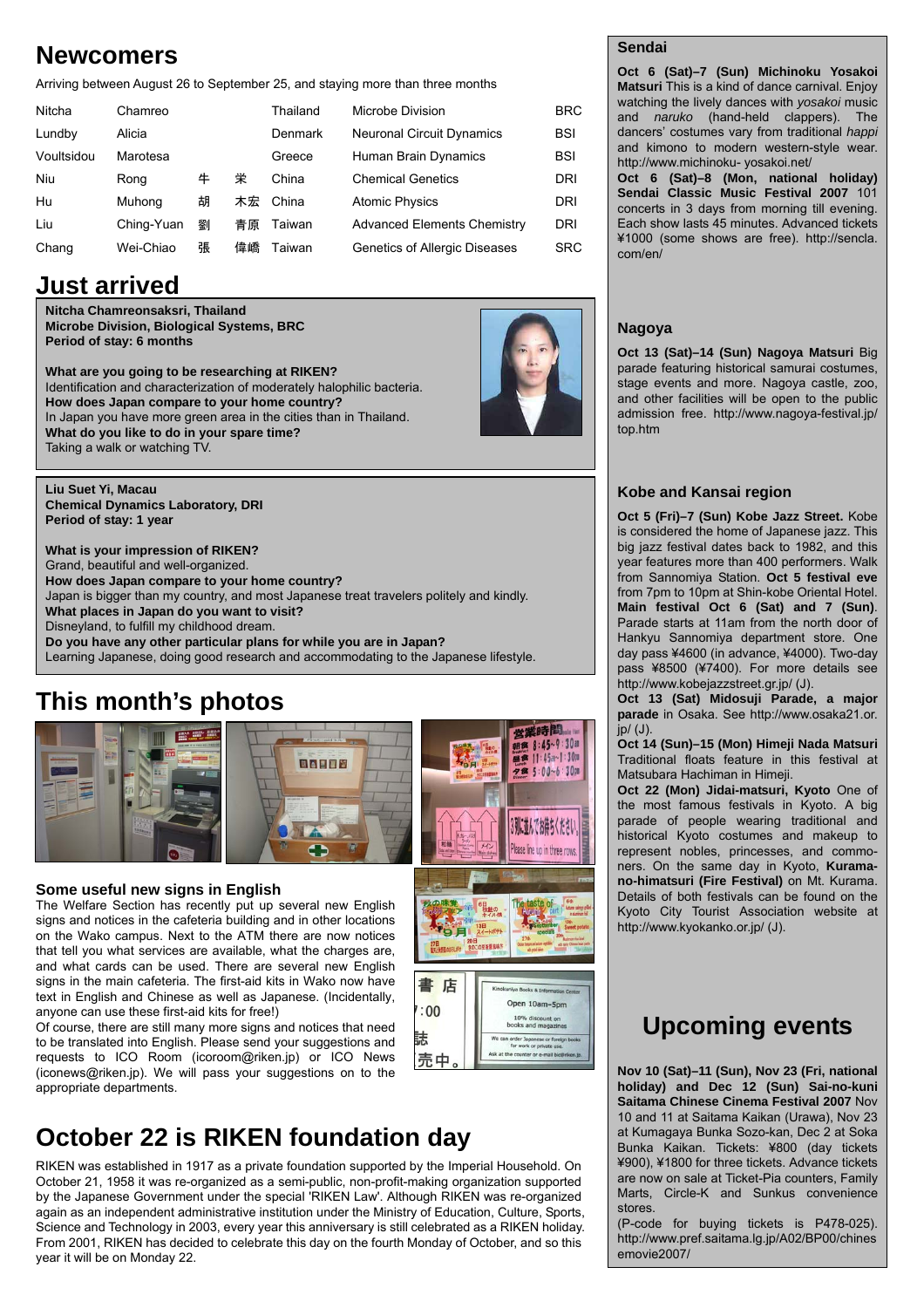## Newcomers

Arriving between August 26 to September 25, and staying more than three months

| | | | | | | |
|---|---|---|---|---|---|---|
| Nitcha | Chamreo | | | Thailand | Microbe Division | BRC |
| Lundby | Alicia | | | Denmark | Neuronal Circuit Dynamics | BSI |
| Voultsidou | Marotesa | | | Greece | Human Brain Dynamics | BSI |
| Niu | Rong | 牛 | 栄 | China | Chemical Genetics | DRI |
| Hu | Muhong | 胡 | 木宏 | China | Atomic Physics | DRI |
| Liu | Ching-Yuan | 劉 | 青原 | Taiwan | Advanced Elements Chemistry | DRI |
| Chang | Wei-Chiao | 張 | 偉嶠 | Taiwan | Genetics of Allergic Diseases | SRC |

## Just arrived

**Nitcha Chamreonsaksri, Thailand**
**Microbe Division, Biological Systems, BRC**
**Period of stay: 6 months**

**What are you going to be researching at RIKEN?**
Identification and characterization of moderately halophilic bacteria.
**How does Japan compare to your home country?**
In Japan you have more green area in the cities than in Thailand.
**What do you like to do in your spare time?**
Taking a walk or watching TV.

**Liu Suet Yi, Macau**
**Chemical Dynamics Laboratory, DRI**
**Period of stay: 1 year**

**What is your impression of RIKEN?**
Grand, beautiful and well-organized.
**How does Japan compare to your home country?**
Japan is bigger than my country, and most Japanese treat travelers politely and kindly.
**What places in Japan do you want to visit?**
Disneyland, to fulfill my childhood dream.
**Do you have any other particular plans for while you are in Japan?**
Learning Japanese, doing good research and accommodating to the Japanese lifestyle.

## This month's photos

### Some useful new signs in English

The Welfare Section has recently put up several new English signs and notices in the cafeteria building and in other locations on the Wako campus. Next to the ATM there are now notices that tell you what services are available, what the charges are, and what cards can be used. There are several new English signs in the main cafeteria. The first-aid kits in Wako now have text in English and Chinese as well as Japanese. (Incidentally, anyone can use these first-aid kits for free!)
Of course, there are still many more signs and notices that need to be translated into English. Please send your suggestions and requests to ICO Room (icoroom@riken.jp) or ICO News (iconews@riken.jp). We will pass your suggestions on to the appropriate departments.

## October 22 is RIKEN foundation day

RIKEN was established in 1917 as a private foundation supported by the Imperial Household. On October 21, 1958 it was re-organized as a semi-public, non-profit-making organization supported by the Japanese Government under the special 'RIKEN Law'. Although RIKEN was re-organized again as an independent administrative institution under the Ministry of Education, Culture, Sports, Science and Technology in 2003, every year this anniversary is still celebrated as a RIKEN holiday. From 2001, RIKEN has decided to celebrate this day on the fourth Monday of October, and so this year it will be on Monday 22.

### Sendai

**Oct 6 (Sat)–7 (Sun) Michinoku Yosakoi Matsuri** This is a kind of dance carnival. Enjoy watching the lively dances with *yosakoi* music and *naruko* (hand-held clappers). The dancers' costumes vary from traditional *happi* and kimono to modern western-style wear. http://www.michinoku- yosakoi.net/

**Oct 6 (Sat)–8 (Mon, national holiday) Sendai Classic Music Festival 2007** 101 concerts in 3 days from morning till evening. Each show lasts 45 minutes. Advanced tickets ¥1000 (some shows are free). http://sencla.com/en/

### Nagoya

**Oct 13 (Sat)–14 (Sun) Nagoya Matsuri** Big parade featuring historical samurai costumes, stage events and more. Nagoya castle, zoo, and other facilities will be open to the public admission free. http://www.nagoya-festival.jp/top.htm

### Kobe and Kansai region

**Oct 5 (Fri)–7 (Sun) Kobe Jazz Street.** Kobe is considered the home of Japanese jazz. This big jazz festival dates back to 1982, and this year features more than 400 performers. Walk from Sannomiya Station. **Oct 5 festival eve** from 7pm to 10pm at Shin-kobe Oriental Hotel. **Main festival Oct 6 (Sat) and 7 (Sun).** Parade starts at 11am from the north door of Hankyu Sannomiya department store. One day pass ¥4600 (in advance, ¥4000). Two-day pass ¥8500 (¥7400). For more details see http://www.kobejazzstreet.gr.jp/ (J).

**Oct 13 (Sat) Midosuji Parade, a major parade** in Osaka. See http://www.osaka21.or.jp/ (J).

**Oct 14 (Sun)–15 (Mon) Himeji Nada Matsuri** Traditional floats feature in this festival at Matsubara Hachiman in Himeji.

**Oct 22 (Mon) Jidai-matsuri, Kyoto** One of the most famous festivals in Kyoto. A big parade of people wearing traditional and historical Kyoto costumes and makeup to represent nobles, princesses, and commoners. On the same day in Kyoto, **Kurama-no-himatsuri (Fire Festival)** on Mt. Kurama. Details of both festivals can be found on the Kyoto City Tourist Association website at http://www.kyokanko.or.jp/ (J).

## Upcoming events

**Nov 10 (Sat)–11 (Sun), Nov 23 (Fri, national holiday) and Dec 12 (Sun) Sai-no-kuni Saitama Chinese Cinema Festival 2007** Nov 10 and 11 at Saitama Kaikan (Urawa), Nov 23 at Kumagaya Bunka Sozo-kan, Dec 2 at Soka Bunka Kaikan. Tickets: ¥800 (day tickets ¥900), ¥1800 for three tickets. Advance tickets are now on sale at Ticket-Pia counters, Family Marts, Circle-K and Sunkus convenience stores.
(P-code for buying tickets is P478-025). http://www.pref.saitama.lg.jp/A02/BP00/chinesemovie2007/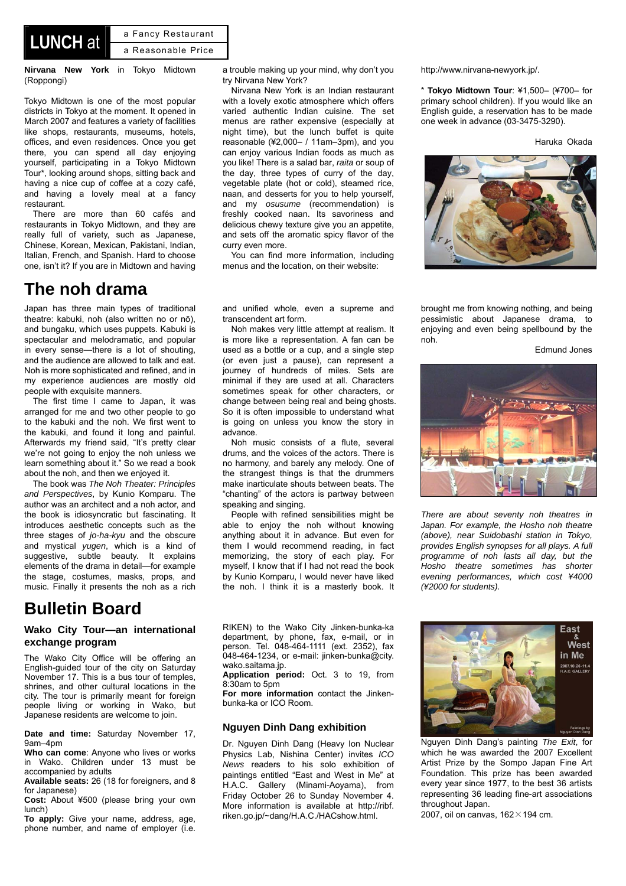# LUNCH at

a Fancy Restaurant

a Reasonable Price

**Nirvana New York** in Tokyo Midtown (Roppongi)

Tokyo Midtown is one of the most popular districts in Tokyo at the moment. It opened in March 2007 and features a variety of facilities like shops, restaurants, museums, hotels, offices, and even residences. Once you get there, you can spend all day enjoying yourself, participating in a Tokyo Midtown Tour*, looking around shops, sitting back and having a nice cup of coffee at a cozy café, and having a lovely meal at a fancy restaurant.

There are more than 60 cafés and restaurants in Tokyo Midtown, and they are really full of variety, such as Japanese, Chinese, Korean, Mexican, Pakistani, Indian, Italian, French, and Spanish. Hard to choose one, isn't it? If you are in Midtown and having a trouble making up your mind, why don't you try Nirvana New York?

Nirvana New York is an Indian restaurant with a lovely exotic atmosphere which offers varied authentic Indian cuisine. The set menus are rather expensive (especially at night time), but the lunch buffet is quite reasonable (¥2,000– / 11am–3pm), and you can enjoy various Indian foods as much as you like! There is a salad bar, *raita* or soup of the day, three types of curry of the day, vegetable plate (hot or cold), steamed rice, naan, and desserts for you to help yourself, and my *osusume* (recommendation) is freshly cooked naan. Its savoriness and delicious chewy texture give you an appetite, and sets off the aromatic spicy flavor of the curry even more.

You can find more information, including menus and the location, on their website: http://www.nirvana-newyork.jp/.

* **Tokyo Midtown Tour**: ¥1,500– (¥700– for primary school children). If you would like an English guide, a reservation has to be made one week in advance (03-3475-3290).

Haruka Okada

# The noh drama

Japan has three main types of traditional theatre: kabuki, noh (also written no or nō), and bungaku, which uses puppets. Kabuki is spectacular and melodramatic, and popular in every sense—there is a lot of shouting, and the audience are allowed to talk and eat. Noh is more sophisticated and refined, and in my experience audiences are mostly old people with exquisite manners.

The first time I came to Japan, it was arranged for me and two other people to go to the kabuki and the noh. We first went to the kabuki, and found it long and painful. Afterwards my friend said, "It's pretty clear we're not going to enjoy the noh unless we learn something about it." So we read a book about the noh, and then we enjoyed it.

The book was *The Noh Theater: Principles and Perspectives*, by Kunio Komparu. The author was an architect and a noh actor, and the book is idiosyncratic but fascinating. It introduces aesthetic concepts such as the three stages of *jo-ha-kyu* and the obscure and mystical *yugen*, which is a kind of suggestive, subtle beauty. It explains elements of the drama in detail—for example the stage, costumes, masks, props, and music. Finally it presents the noh as a rich and unified whole, even a supreme and transcendent art form.

Noh makes very little attempt at realism. It is more like a representation. A fan can be used as a bottle or a cup, and a single step (or even just a pause), can represent a journey of hundreds of miles. Sets are minimal if they are used at all. Characters sometimes speak for other characters, or change between being real and being ghosts. So it is often impossible to understand what is going on unless you know the story in advance.

Noh music consists of a flute, several drums, and the voices of the actors. There is no harmony, and barely any melody. One of the strangest things is that the drummers make inarticulate shouts between beats. The "chanting" of the actors is partway between speaking and singing.

People with refined sensibilities might be able to enjoy the noh without knowing anything about it in advance. But even for them I would recommend reading, in fact memorizing, the story of each play. For myself, I know that if I had not read the book by Kunio Komparu, I would never have liked the noh. I think it is a masterly book. It brought me from knowing nothing, and being pessimistic about Japanese drama, to enjoying and even being spellbound by the noh.

Edmund Jones

*There are about seventy noh theatres in Japan. For example, the Hosho noh theatre (above), near Suidobashi station in Tokyo, provides English synopses for all plays. A full programme of noh lasts all day, but the Hosho theatre sometimes has shorter evening performances, which cost ¥4000 (¥2000 for students).*

# Bulletin Board

### Wako City Tour—an international exchange program

The Wako City Office will be offering an English-guided tour of the city on Saturday November 17. This is a bus tour of temples, shrines, and other cultural locations in the city. The tour is primarily meant for foreign people living or working in Wako, but Japanese residents are welcome to join.

**Date and time:** Saturday November 17, 9am–4pm
**Who can come**: Anyone who lives or works in Wako. Children under 13 must be accompanied by adults
**Available seats:** 26 (18 for foreigners, and 8 for Japanese)
**Cost:** About ¥500 (please bring your own lunch)
**To apply:** Give your name, address, age, phone number, and name of employer (i.e. RIKEN) to the Wako City Jinken-bunka-ka department, by phone, fax, e-mail, or in person. Tel. 048-464-1111 (ext. 2352), fax 048-464-1234, or e-mail: jinken-bunka@city.wako.saitama.jp.
**Application period:** Oct. 3 to 19, from 8:30am to 5pm
**For more information** contact the Jinken-bunka-ka or ICO Room.

### Nguyen Dinh Dang exhibition

Dr. Nguyen Dinh Dang (Heavy Ion Nuclear Physics Lab, Nishina Center) invites *ICO News* readers to his solo exhibition of paintings entitled "East and West in Me" at H.A.C. Gallery (Minami-Aoyama), from Friday October 26 to Sunday November 4. More information is available at http://ribf.riken.go.jp/~dang/H.A.C./HACshow.html.

Nguyen Dinh Dang's painting *The Exit*, for which he was awarded the 2007 Excellent Artist Prize by the Sompo Japan Fine Art Foundation. This prize has been awarded every year since 1977, to the best 36 artists representing 36 leading fine-art associations throughout Japan.
2007, oil on canvas, 162×194 cm.